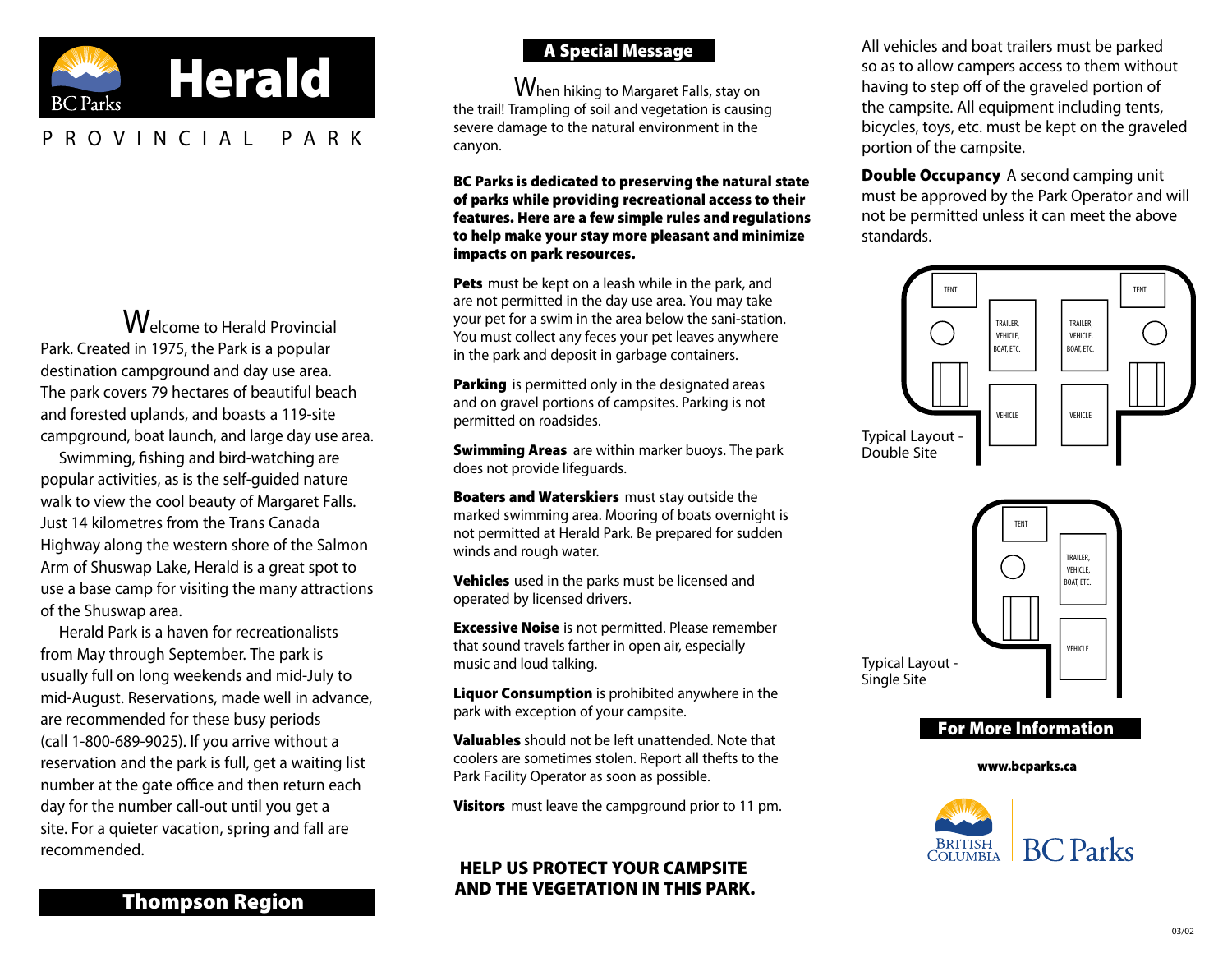# Herald

PROVINCIAL PARK

Welcome to Herald Provincial Park. Created in 1975, the Park is a popular destination campground and day use area. The park covers 79 hectares of beautiful beach and forested uplands, and boasts a 119-site campground, boat launch, and large day use area.

Swimming, fishing and bird-watching are popular activities, as is the self-guided nature walk to view the cool beauty of Margaret Falls. Just 14 kilometres from the Trans Canada Highway along the western shore of the Salmon Arm of Shuswap Lake, Herald is a great spot to use a base camp for visiting the many attractions of the Shuswap area.

Herald Park is a haven for recreationalists from May through September. The park is usually full on long weekends and mid-July to mid-August. Reservations, made well in advance, are recommended for these busy periods (call 1-800-689-9025). If you arrive without a reservation and the park is full, get a waiting list number at the gate office and then return each day for the number call-out until you get a site. For a quieter vacation, spring and fall are recommended.

## Thompson Region

## A Special Message

When hiking to Margaret Falls, stay on the trail! Trampling of soil and vegetation is causing severe damage to the natural environment in the canyon.

**BC Parks is dedicated to preserving the natural state of parks while providing recreational access to their features. Here are a few simple rules and regulations to help make your stay more pleasant and minimize impacts on park resources.**

**Pets** must be kept on a leash while in the park, and are not permitted in the day use area. You may take your pet for a swim in the area below the sani-station. You must collect any feces your pet leaves anywhere in the park and deposit in garbage containers.

**Parking** is permitted only in the designated areas and on gravel portions of campsites. Parking is not permitted on roadsides.

**Swimming Areas** are within marker buoys. The park does not provide lifeguards.

**Boaters and Waterskiers** must stay outside the marked swimming area. Mooring of boats overnight is not permitted at Herald Park. Be prepared for sudden winds and rough water.

**Vehicles** used in the parks must be licensed and operated by licensed drivers.

**Excessive Noise** is not permitted. Please remember that sound travels farther in open air, especially music and loud talking.

**Liquor Consumption** is prohibited anywhere in the park with exception of your campsite.

**Valuables** should not be left unattended. Note that coolers are sometimes stolen. Report all thefts to the Park Facility Operator as soon as possible.

**Visitors** must leave the campground prior to 11 pm.

**HELP US PROTECT YOUR CAMPSITE AND THE VEGETATION IN THIS PARK.**

All vehicles and boat trailers must be parked so as to allow campers access to them without having to step off of the graveled portion of the campsite. All equipment including tents, bicycles, toys, etc. must be kept on the graveled portion of the campsite.

**Double Occupancy** A second camping unit must be approved by the Park Operator and will not be permitted unless it can meet the above standards.

TENT | TRAILER, VEHICLE, BOAT, ETC. | VEHICLE | TRAILER, VEHICLE, BOAT, ETC. | VEHICLE | TENT

Typical Layout - Double Site

TENT | TRAILER, VEHICLE, BOAT, ETC. | VEHICLE

Typical Layout - Single Site

## For More Information

**www.bcparks.ca**

British Columbia BC Parks

03/02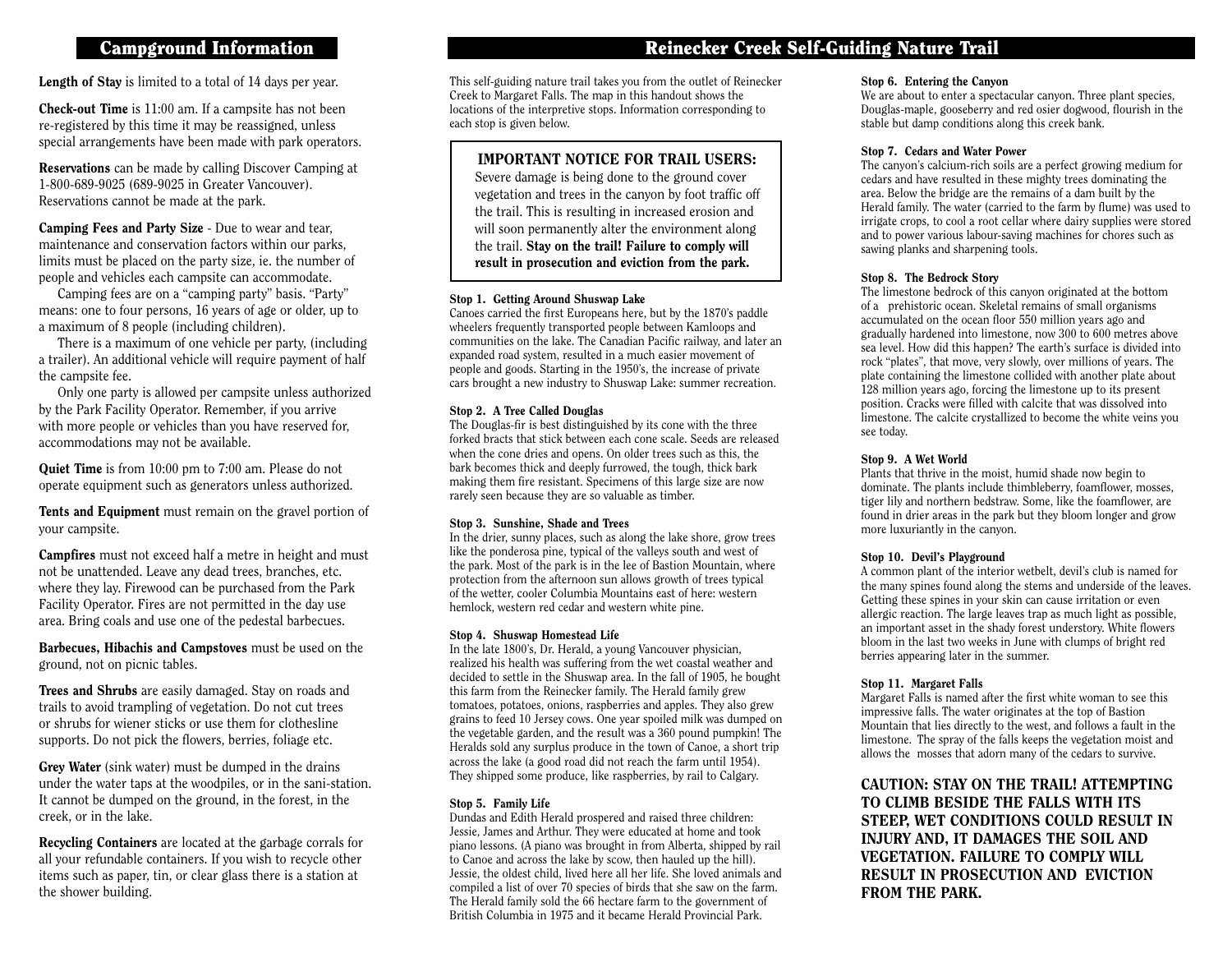## Campground Information

**Length of Stay** is limited to a total of 14 days per year.

**Check-out Time** is 11:00 am. If a campsite has not been re-registered by this time it may be reassigned, unless special arrangements have been made with park operators.

**Reservations** can be made by calling Discover Camping at 1-800-689-9025 (689-9025 in Greater Vancouver). Reservations cannot be made at the park.

**Camping Fees and Party Size** - Due to wear and tear, maintenance and conservation factors within our parks, limits must be placed on the party size, ie. the number of people and vehicles each campsite can accommodate.

Camping fees are on a "camping party" basis. "Party" means: one to four persons, 16 years of age or older, up to a maximum of 8 people (including children).

There is a maximum of one vehicle per party, (including a trailer). An additional vehicle will require payment of half the campsite fee.

Only one party is allowed per campsite unless authorized by the Park Facility Operator. Remember, if you arrive with more people or vehicles than you have reserved for, accommodations may not be available.

**Quiet Time** is from 10:00 pm to 7:00 am. Please do not operate equipment such as generators unless authorized.

**Tents and Equipment** must remain on the gravel portion of your campsite.

**Campfires** must not exceed half a metre in height and must not be unattended. Leave any dead trees, branches, etc. where they lay. Firewood can be purchased from the Park Facility Operator. Fires are not permitted in the day use area. Bring coals and use one of the pedestal barbecues.

**Barbecues, Hibachis and Campstoves** must be used on the ground, not on picnic tables.

**Trees and Shrubs** are easily damaged. Stay on roads and trails to avoid trampling of vegetation. Do not cut trees or shrubs for wiener sticks or use them for clothesline supports. Do not pick the flowers, berries, foliage etc.

**Grey Water** (sink water) must be dumped in the drains under the water taps at the woodpiles, or in the sani-station. It cannot be dumped on the ground, in the forest, in the creek, or in the lake.

**Recycling Containers** are located at the garbage corrals for all your refundable containers. If you wish to recycle other items such as paper, tin, or clear glass there is a station at the shower building.

## Reinecker Creek Self-Guiding Nature Trail

This self-guiding nature trail takes you from the outlet of Reinecker Creek to Margaret Falls. The map in this handout shows the locations of the interpretive stops. Information corresponding to each stop is given below.

**IMPORTANT NOTICE FOR TRAIL USERS:**
Severe damage is being done to the ground cover vegetation and trees in the canyon by foot traffic off the trail. This is resulting in increased erosion and will soon permanently alter the environment along the trail. **Stay on the trail! Failure to comply will result in prosecution and eviction from the park.**

**Stop 1. Getting Around Shuswap Lake**
Canoes carried the first Europeans here, but by the 1870's paddle wheelers frequently transported people between Kamloops and communities on the lake. The Canadian Pacific railway, and later an expanded road system, resulted in a much easier movement of people and goods. Starting in the 1950's, the increase of private cars brought a new industry to Shuswap Lake: summer recreation.

**Stop 2. A Tree Called Douglas**
The Douglas-fir is best distinguished by its cone with the three forked bracts that stick between each cone scale. Seeds are released when the cone dries and opens. On older trees such as this, the bark becomes thick and deeply furrowed, the tough, thick bark making them fire resistant. Specimens of this large size are now rarely seen because they are so valuable as timber.

**Stop 3. Sunshine, Shade and Trees**
In the drier, sunny places, such as along the lake shore, grow trees like the ponderosa pine, typical of the valleys south and west of the park. Most of the park is in the lee of Bastion Mountain, where protection from the afternoon sun allows growth of trees typical of the wetter, cooler Columbia Mountains east of here: western hemlock, western red cedar and western white pine.

**Stop 4. Shuswap Homestead Life**
In the late 1800's, Dr. Herald, a young Vancouver physician, realized his health was suffering from the wet coastal weather and decided to settle in the Shuswap area. In the fall of 1905, he bought this farm from the Reinecker family. The Herald family grew tomatoes, potatoes, onions, raspberries and apples. They also grew grains to feed 10 Jersey cows. One year spoiled milk was dumped on the vegetable garden, and the result was a 360 pound pumpkin! The Heralds sold any surplus produce in the town of Canoe, a short trip across the lake (a good road did not reach the farm until 1954). They shipped some produce, like raspberries, by rail to Calgary.

**Stop 5. Family Life**
Dundas and Edith Herald prospered and raised three children: Jessie, James and Arthur. They were educated at home and took piano lessons. (A piano was brought in from Alberta, shipped by rail to Canoe and across the lake by scow, then hauled up the hill). Jessie, the oldest child, lived here all her life. She loved animals and compiled a list of over 70 species of birds that she saw on the farm. The Herald family sold the 66 hectare farm to the government of British Columbia in 1975 and it became Herald Provincial Park.

**Stop 6. Entering the Canyon**
We are about to enter a spectacular canyon. Three plant species, Douglas-maple, gooseberry and red osier dogwood, flourish in the stable but damp conditions along this creek bank.

**Stop 7. Cedars and Water Power**
The canyon's calcium-rich soils are a perfect growing medium for cedars and have resulted in these mighty trees dominating the area. Below the bridge are the remains of a dam built by the Herald family. The water (carried to the farm by flume) was used to irrigate crops, to cool a root cellar where dairy supplies were stored and to power various labour-saving machines for chores such as sawing planks and sharpening tools.

**Stop 8. The Bedrock Story**
The limestone bedrock of this canyon originated at the bottom of a prehistoric ocean. Skeletal remains of small organisms accumulated on the ocean floor 550 million years ago and gradually hardened into limestone, now 300 to 600 metres above sea level. How did this happen? The earth's surface is divided into rock "plates", that move, very slowly, over millions of years. The plate containing the limestone collided with another plate about 128 million years ago, forcing the limestone up to its present position. Cracks were filled with calcite that was dissolved into limestone. The calcite crystallized to become the white veins you see today.

**Stop 9. A Wet World**
Plants that thrive in the moist, humid shade now begin to dominate. The plants include thimbleberry, foamflower, mosses, tiger lily and northern bedstraw. Some, like the foamflower, are found in drier areas in the park but they bloom longer and grow more luxuriantly in the canyon.

**Stop 10. Devil's Playground**
A common plant of the interior wetbelt, devil's club is named for the many spines found along the stems and underside of the leaves. Getting these spines in your skin can cause irritation or even allergic reaction. The large leaves trap as much light as possible, an important asset in the shady forest understory. White flowers bloom in the last two weeks in June with clumps of bright red berries appearing later in the summer.

**Stop 11. Margaret Falls**
Margaret Falls is named after the first white woman to see this impressive falls. The water originates at the top of Bastion Mountain that lies directly to the west, and follows a fault in the limestone. The spray of the falls keeps the vegetation moist and allows the mosses that adorn many of the cedars to survive.

**CAUTION: STAY ON THE TRAIL! ATTEMPTING TO CLIMB BESIDE THE FALLS WITH ITS STEEP, WET CONDITIONS COULD RESULT IN INJURY AND, IT DAMAGES THE SOIL AND VEGETATION. FAILURE TO COMPLY WILL RESULT IN PROSECUTION AND EVICTION FROM THE PARK.**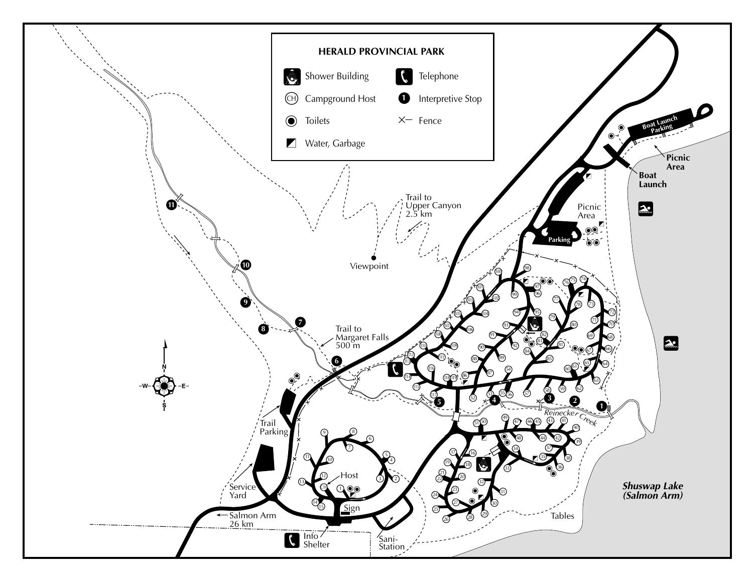# HERALD PROVINCIAL PARK

Shower Building

Telephone

Campground Host

Interpretive Stop

Toilets

Fence

Water, Garbage

Boat Launch Parking

Picnic Area

Boat Launch

Picnic Area

Parking

Trail to Upper Canyon 2.5 km

Viewpoint

Trail to Margaret Falls 500 m

Reinecker Creek

Trail Parking

Service Yard

Host

Sign

Salmon Arm 26 km

Info Shelter

Sani-Station

Tables

*Shuswap Lake (Salmon Arm)*

N

W

E

S